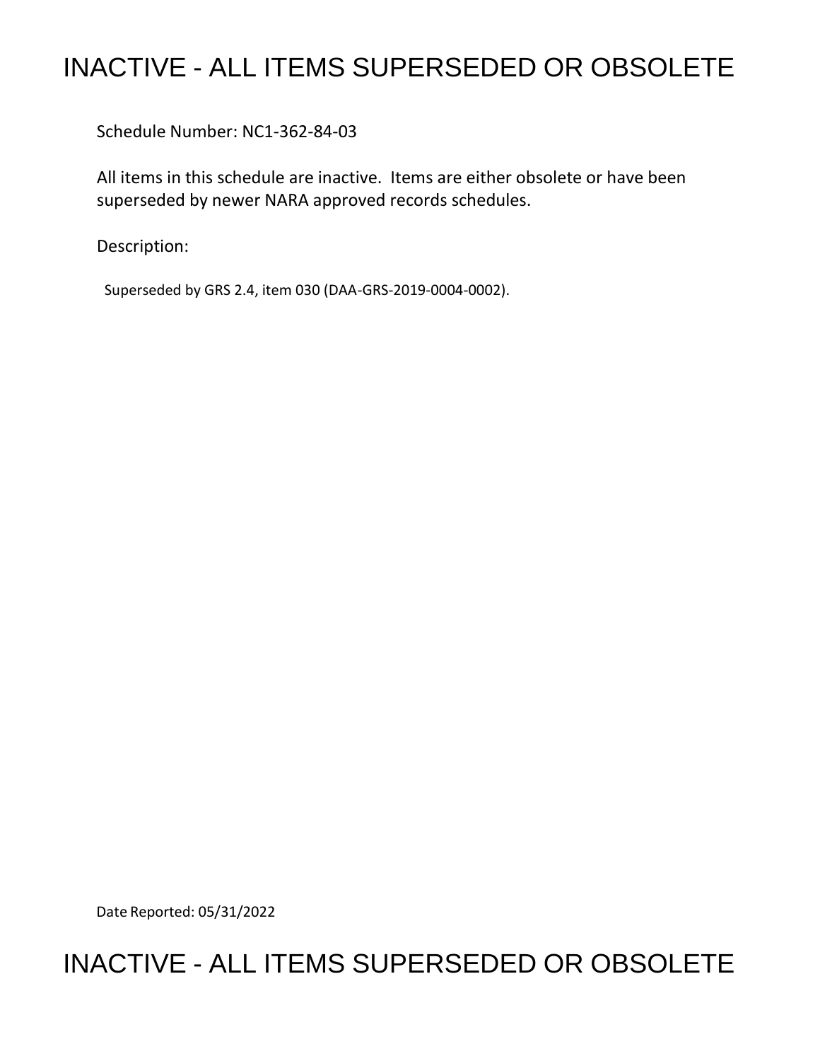# INACTIVE - ALL ITEMS SUPERSEDED OR OBSOLETE

Schedule Number: NC1-362-84-03

All items in this schedule are inactive. Items are either obsolete or have been superseded by newer NARA approved records schedules.

Description:

Superseded by GRS 2.4, item 030 (DAA-GRS-2019-0004-0002).

Date Reported: 05/31/2022

# INACTIVE - ALL ITEMS SUPERSEDED OR OBSOLETE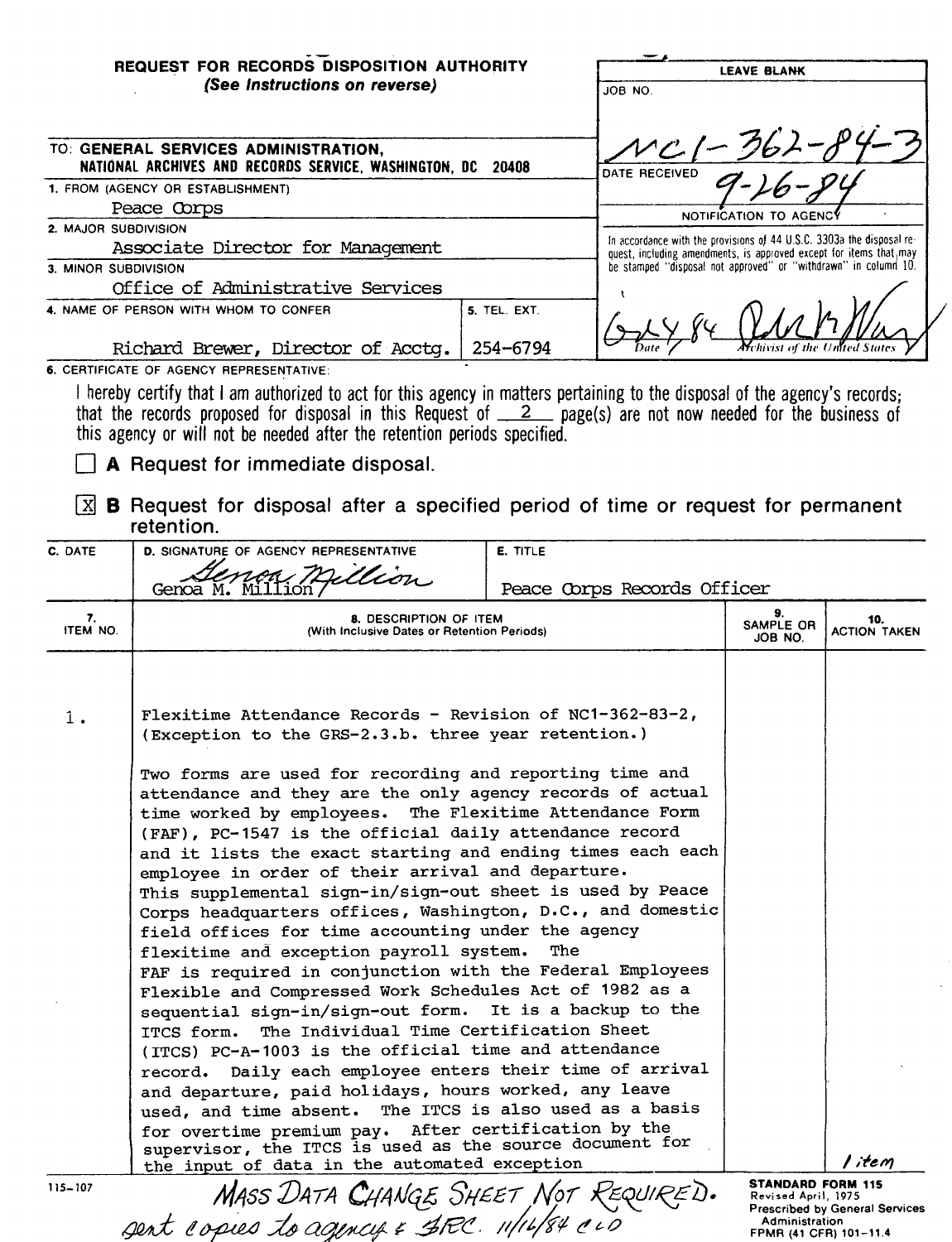**REQUEST FOR RECORDS DISPOSITION AUTHORITY**
*(See Instructions on reverse)*

| LEAVE BLANK |
|---|
| JOB NO. NC1-362-84-3 |
| DATE RECEIVED 9-26-84 |
| NOTIFICATION TO AGENCY |
| In accordance with the provisions of 44 U.S.C. 3303a the disposal request, including amendments, is approved except for items that may be stamped "disposal not approved" or "withdrawn" in column 10. |
| 6-24-84 (Date) — (Archivist of the United States) |

TO: **GENERAL SERVICES ADMINISTRATION, NATIONAL ARCHIVES AND RECORDS SERVICE, WASHINGTON, DC 20408**

1. FROM (AGENCY OR ESTABLISHMENT)
Peace Corps

2. MAJOR SUBDIVISION
Associate Director for Management

3. MINOR SUBDIVISION
Office of Administrative Services

4. NAME OF PERSON WITH WHOM TO CONFER
Richard Brewer, Director of Acctg.

5. TEL. EXT.
254-6794

6. CERTIFICATE OF AGENCY REPRESENTATIVE:

I hereby certify that I am authorized to act for this agency in matters pertaining to the disposal of the agency's records; that the records proposed for disposal in this Request of 2 page(s) are not now needed for the business of this agency or will not be needed after the retention periods specified.

☐ **A** Request for immediate disposal.

☒ **B** Request for disposal after a specified period of time or request for permanent retention.

| C. DATE | D. SIGNATURE OF AGENCY REPRESENTATIVE | E. TITLE |
|---|---|---|
| | Genoa M. Million | Peace Corps Records Officer |

| 7. ITEM NO. | 8. DESCRIPTION OF ITEM (With Inclusive Dates or Retention Periods) | 9. SAMPLE OR JOB NO. | 10. ACTION TAKEN |
|---|---|---|---|
| 1. | Flexitime Attendance Records - Revision of NC1-362-83-2, (Exception to the GRS-2.3.b. three year retention.)<br><br>Two forms are used for recording and reporting time and attendance and they are the only agency records of actual time worked by employees. The Flexitime Attendance Form (FAF), PC-1547 is the official daily attendance record and it lists the exact starting and ending times each each employee in order of their arrival and departure. This supplemental sign-in/sign-out sheet is used by Peace Corps headquarters offices, Washington, D.C., and domestic field offices for time accounting under the agency flexitime and exception payroll system. The FAF is required in conjunction with the Federal Employees Flexible and Compressed Work Schedules Act of 1982 as a sequential sign-in/sign-out form. It is a backup to the ITCS form. The Individual Time Certification Sheet (ITCS) PC-A-1003 is the official time and attendance record. Daily each employee enters their time of arrival and departure, paid holidays, hours worked, any leave used, and time absent. The ITCS is also used as a basis for overtime premium pay. After certification by the supervisor, the ITCS is used as the source document for the input of data in the automated exception | | 1 item |

115-107

MASS DATA CHANGE SHEET NOT REQUIRED.
sent copies to agency & FRC. 11/14/84 CLD

STANDARD FORM 115
Revised April, 1975
Prescribed by General Services Administration
FPMR (41 CFR) 101-11.4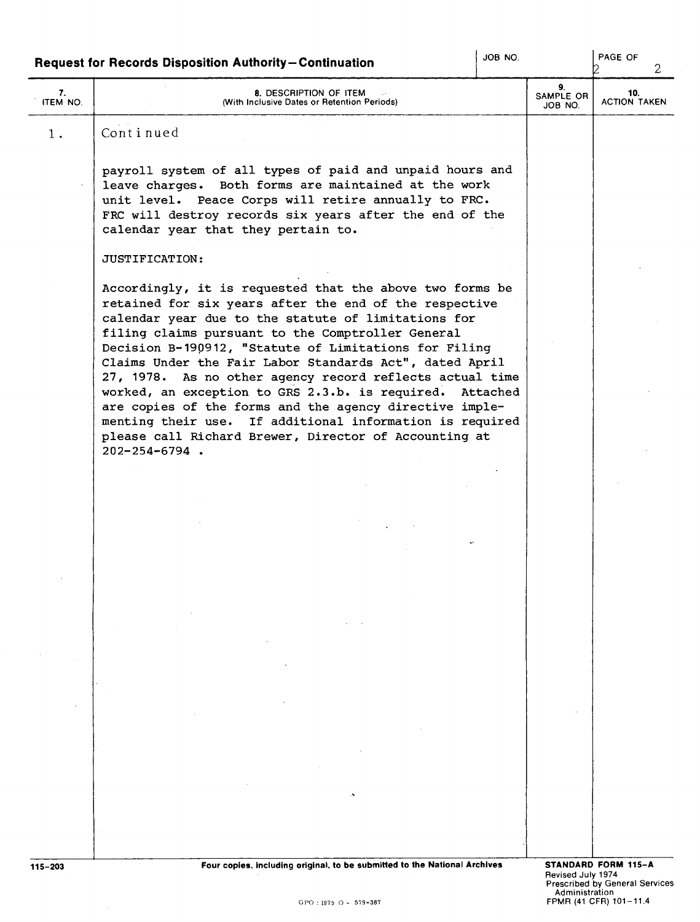## Request for Records Disposition Authority—Continuation

JOB NO.

PAGE 2 OF 2

| 7. ITEM NO. | 8. DESCRIPTION OF ITEM (With Inclusive Dates or Retention Periods) | 9. SAMPLE OR JOB NO. | 10. ACTION TAKEN |
|---|---|---|---|
| 1. | Continued<br><br>payroll system of all types of paid and unpaid hours and leave charges. Both forms are maintained at the work unit level. Peace Corps will retire annually to FRC. FRC will destroy records six years after the end of the calendar year that they pertain to.<br><br>JUSTIFICATION:<br><br>Accordingly, it is requested that the above two forms be retained for six years after the end of the respective calendar year due to the statute of limitations for filing claims pursuant to the Comptroller General Decision B-190912, "Statute of Limitations for Filing Claims Under the Fair Labor Standards Act", dated April 27, 1978. As no other agency record reflects actual time worked, an exception to GRS 2.3.b. is required. Attached are copies of the forms and the agency directive implementing their use. If additional information is required please call Richard Brewer, Director of Accounting at 202-254-6794 . | | |

115-203

Four copies, including original, to be submitted to the National Archives

STANDARD FORM 115-A
Revised July 1974
Prescribed by General Services Administration
FPMR (41 CFR) 101-11.4

GPO : 1975 O - 579-387